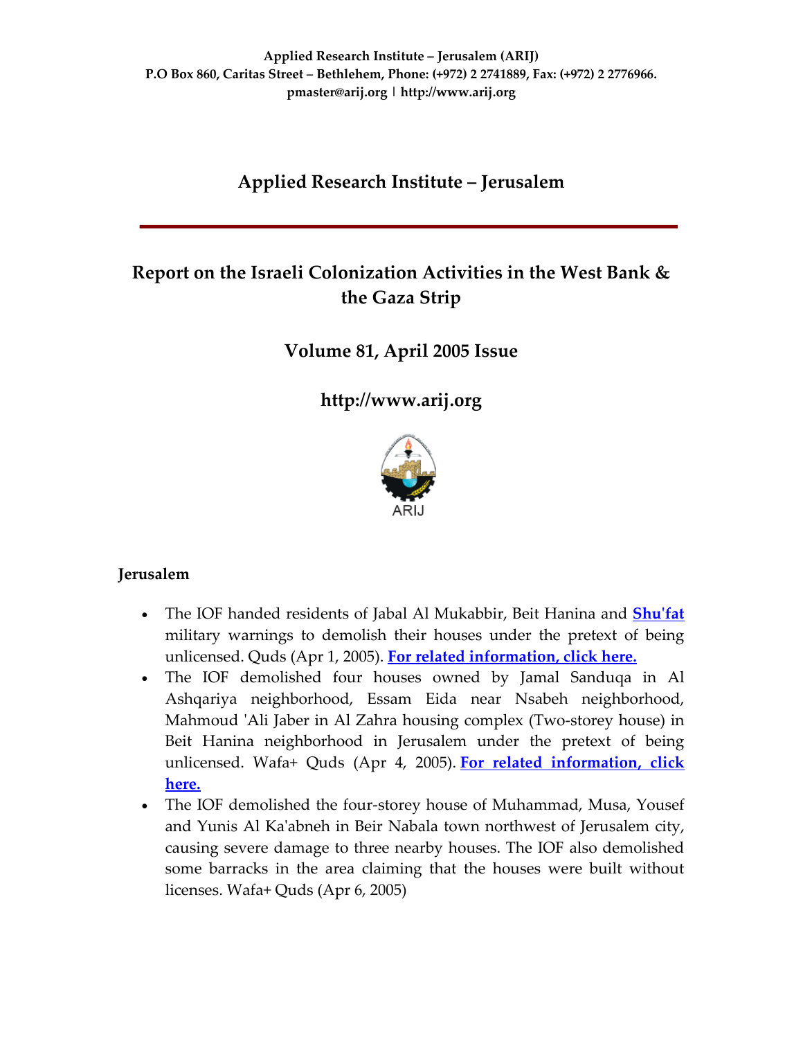**Applied Research Institute – Jerusalem (ARIJ)**
**P.O Box 860, Caritas Street – Bethlehem, Phone: (+972) 2 2741889, Fax: (+972) 2 2776966.**
**pmaster@arij.org | http://www.arij.org**

# Applied Research Institute – Jerusalem

## Report on the Israeli Colonization Activities in the West Bank & the Gaza Strip

## Volume 81, April 2005 Issue

## http://www.arij.org

ARIJ

### Jerusalem

- The IOF handed residents of Jabal Al Mukabbir, Beit Hanina and **Shu'fat** military warnings to demolish their houses under the pretext of being unlicensed. Quds (Apr 1, 2005). **For related information, click here.**
- The IOF demolished four houses owned by Jamal Sanduqa in Al Ashqariya neighborhood, Essam Eida near Nsabeh neighborhood, Mahmoud 'Ali Jaber in Al Zahra housing complex (Two-storey house) in Beit Hanina neighborhood in Jerusalem under the pretext of being unlicensed. Wafa+ Quds (Apr 4, 2005). **For related information, click here.**
- The IOF demolished the four-storey house of Muhammad, Musa, Yousef and Yunis Al Ka'abneh in Beir Nabala town northwest of Jerusalem city, causing severe damage to three nearby houses. The IOF also demolished some barracks in the area claiming that the houses were built without licenses. Wafa+ Quds (Apr 6, 2005)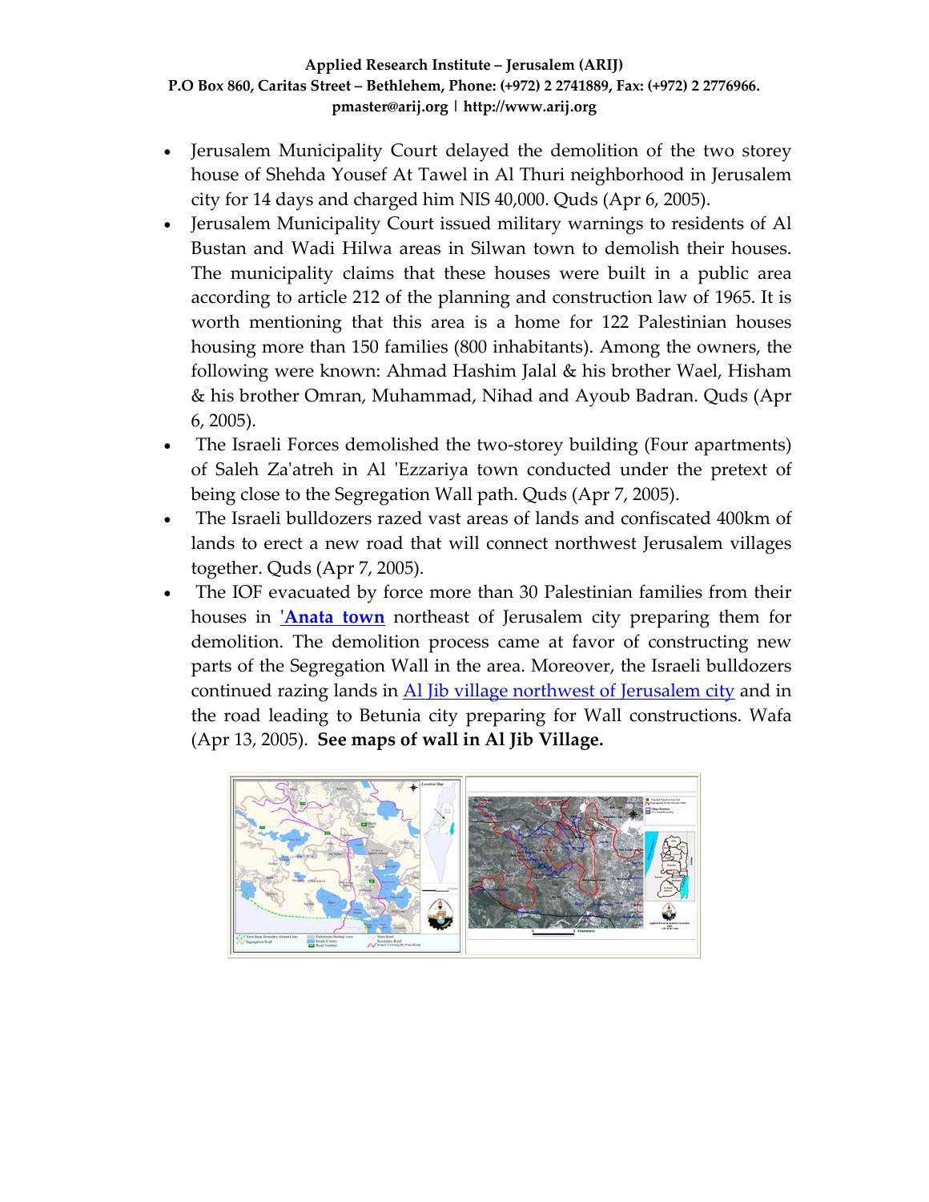- Jerusalem Municipality Court delayed the demolition of the two storey house of Shehda Yousef At Tawel in Al Thuri neighborhood in Jerusalem city for 14 days and charged him NIS 40,000. Quds (Apr 6, 2005).
- Jerusalem Municipality Court issued military warnings to residents of Al Bustan and Wadi Hilwa areas in Silwan town to demolish their houses. The municipality claims that these houses were built in a public area according to article 212 of the planning and construction law of 1965. It is worth mentioning that this area is a home for 122 Palestinian houses housing more than 150 families (800 inhabitants). Among the owners, the following were known: Ahmad Hashim Jalal & his brother Wael, Hisham & his brother Omran, Muhammad, Nihad and Ayoub Badran. Quds (Apr 6, 2005).
- The Israeli Forces demolished the two-storey building (Four apartments) of Saleh Za'atreh in Al 'Ezzariya town conducted under the pretext of being close to the Segregation Wall path. Quds (Apr 7, 2005).
- The Israeli bulldozers razed vast areas of lands and confiscated 400km of lands to erect a new road that will connect northwest Jerusalem villages together. Quds (Apr 7, 2005).
- The IOF evacuated by force more than 30 Palestinian families from their houses in **'Anata town** northeast of Jerusalem city preparing them for demolition. The demolition process came at favor of constructing new parts of the Segregation Wall in the area. Moreover, the Israeli bulldozers continued razing lands in Al Jib village northwest of Jerusalem city and in the road leading to Betunia city preparing for Wall constructions. Wafa (Apr 13, 2005). **See maps of wall in Al Jib Village.**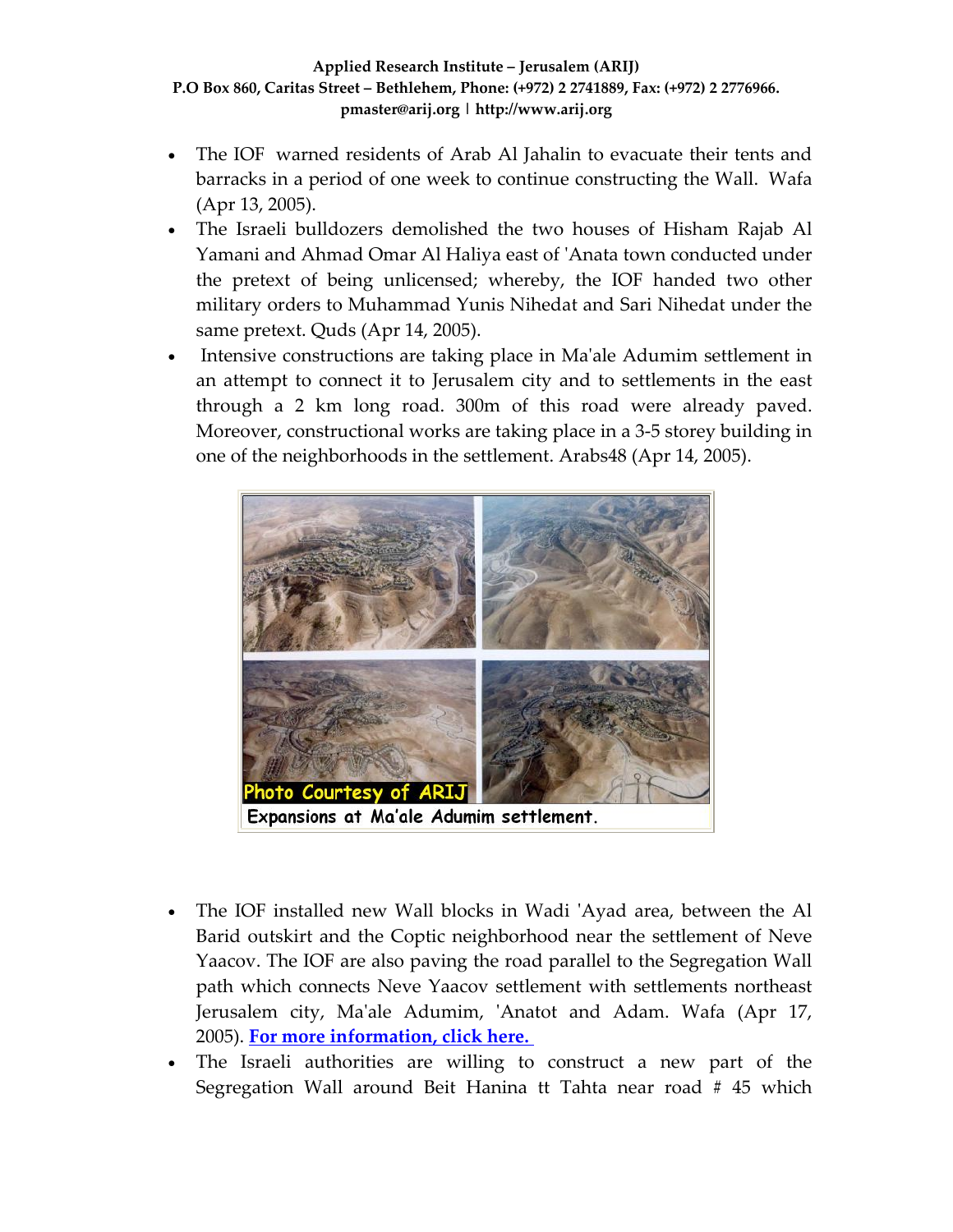- The IOF warned residents of Arab Al Jahalin to evacuate their tents and barracks in a period of one week to continue constructing the Wall. Wafa (Apr 13, 2005).
- The Israeli bulldozers demolished the two houses of Hisham Rajab Al Yamani and Ahmad Omar Al Haliya east of 'Anata town conducted under the pretext of being unlicensed; whereby, the IOF handed two other military orders to Muhammad Yunis Nihedat and Sari Nihedat under the same pretext. Quds (Apr 14, 2005).
- Intensive constructions are taking place in Ma'ale Adumim settlement in an attempt to connect it to Jerusalem city and to settlements in the east through a 2 km long road. 300m of this road were already paved. Moreover, constructional works are taking place in a 3-5 storey building in one of the neighborhoods in the settlement. Arabs48 (Apr 14, 2005).

Photo Courtesy of ARIJ

Expansions at Ma'ale Adumim settlement.

- The IOF installed new Wall blocks in Wadi 'Ayad area, between the Al Barid outskirt and the Coptic neighborhood near the settlement of Neve Yaacov. The IOF are also paving the road parallel to the Segregation Wall path which connects Neve Yaacov settlement with settlements northeast Jerusalem city, Ma'ale Adumim, 'Anatot and Adam. Wafa (Apr 17, 2005). **For more information, click here.**
- The Israeli authorities are willing to construct a new part of the Segregation Wall around Beit Hanina tt Tahta near road # 45 which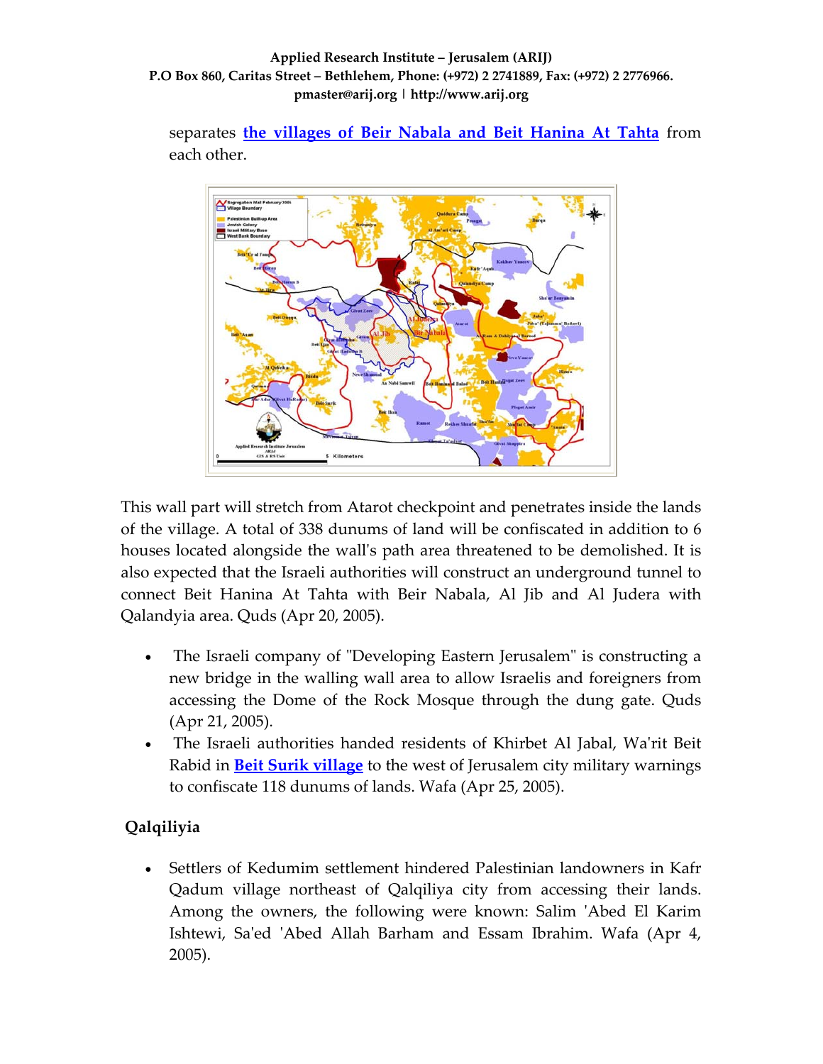separates **[the villages of Beir Nabala and Beit Hanina At Tahta]** from each other.

This wall part will stretch from Atarot checkpoint and penetrates inside the lands of the village. A total of 338 dunums of land will be confiscated in addition to 6 houses located alongside the wall's path area threatened to be demolished. It is also expected that the Israeli authorities will construct an underground tunnel to connect Beit Hanina At Tahta with Beir Nabala, Al Jib and Al Judera with Qalandyia area. Quds (Apr 20, 2005).

- The Israeli company of "Developing Eastern Jerusalem" is constructing a new bridge in the walling wall area to allow Israelis and foreigners from accessing the Dome of the Rock Mosque through the dung gate. Quds (Apr 21, 2005).
- The Israeli authorities handed residents of Khirbet Al Jabal, Wa'rit Beit Rabid in **[Beit Surik village]** to the west of Jerusalem city military warnings to confiscate 118 dunums of lands. Wafa (Apr 25, 2005).

## Qalqiliyia

- Settlers of Kedumim settlement hindered Palestinian landowners in Kafr Qadum village northeast of Qalqiliya city from accessing their lands. Among the owners, the following were known: Salim 'Abed El Karim Ishtewi, Sa'ed 'Abed Allah Barham and Essam Ibrahim. Wafa (Apr 4, 2005).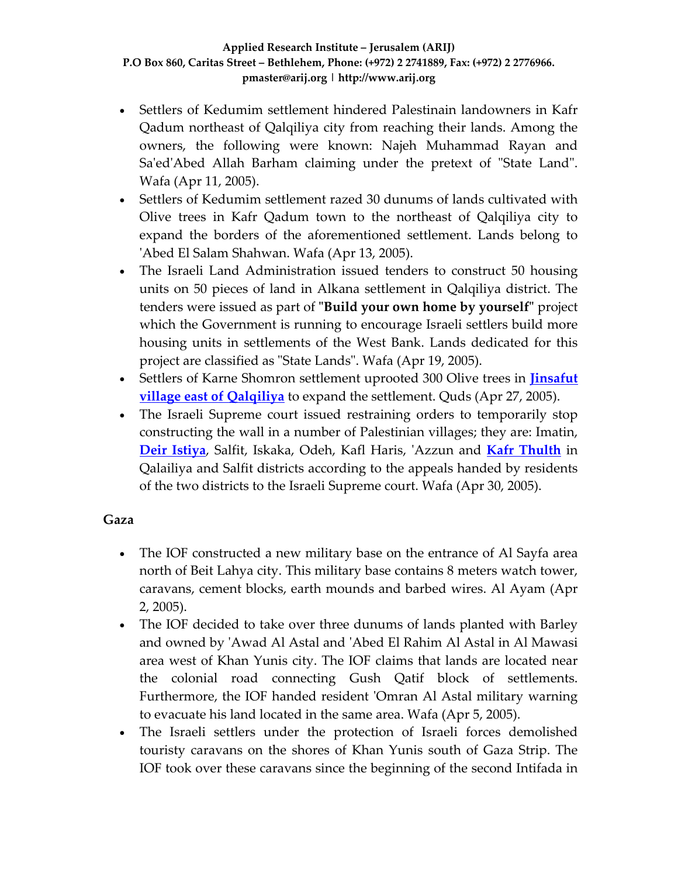- Settlers of Kedumim settlement hindered Palestinain landowners in Kafr Qadum northeast of Qalqiliya city from reaching their lands. Among the owners, the following were known: Najeh Muhammad Rayan and Sa'ed'Abed Allah Barham claiming under the pretext of "State Land". Wafa (Apr 11, 2005).
- Settlers of Kedumim settlement razed 30 dunums of lands cultivated with Olive trees in Kafr Qadum town to the northeast of Qalqiliya city to expand the borders of the aforementioned settlement. Lands belong to 'Abed El Salam Shahwan. Wafa (Apr 13, 2005).
- The Israeli Land Administration issued tenders to construct 50 housing units on 50 pieces of land in Alkana settlement in Qalqiliya district. The tenders were issued as part of "**Build your own home by yourself**" project which the Government is running to encourage Israeli settlers build more housing units in settlements of the West Bank. Lands dedicated for this project are classified as "State Lands". Wafa (Apr 19, 2005).
- Settlers of Karne Shomron settlement uprooted 300 Olive trees in **Jinsafut village east of Qalqiliya** to expand the settlement. Quds (Apr 27, 2005).
- The Israeli Supreme court issued restraining orders to temporarily stop constructing the wall in a number of Palestinian villages; they are: Imatin, **Deir Istiya**, Salfit, Iskaka, Odeh, Kafl Haris, 'Azzun and **Kafr Thulth** in Qalailiya and Salfit districts according to the appeals handed by residents of the two districts to the Israeli Supreme court. Wafa (Apr 30, 2005).

**Gaza**

- The IOF constructed a new military base on the entrance of Al Sayfa area north of Beit Lahya city. This military base contains 8 meters watch tower, caravans, cement blocks, earth mounds and barbed wires. Al Ayam (Apr 2, 2005).
- The IOF decided to take over three dunums of lands planted with Barley and owned by 'Awad Al Astal and 'Abed El Rahim Al Astal in Al Mawasi area west of Khan Yunis city. The IOF claims that lands are located near the colonial road connecting Gush Qatif block of settlements. Furthermore, the IOF handed resident 'Omran Al Astal military warning to evacuate his land located in the same area. Wafa (Apr 5, 2005).
- The Israeli settlers under the protection of Israeli forces demolished touristy caravans on the shores of Khan Yunis south of Gaza Strip. The IOF took over these caravans since the beginning of the second Intifada in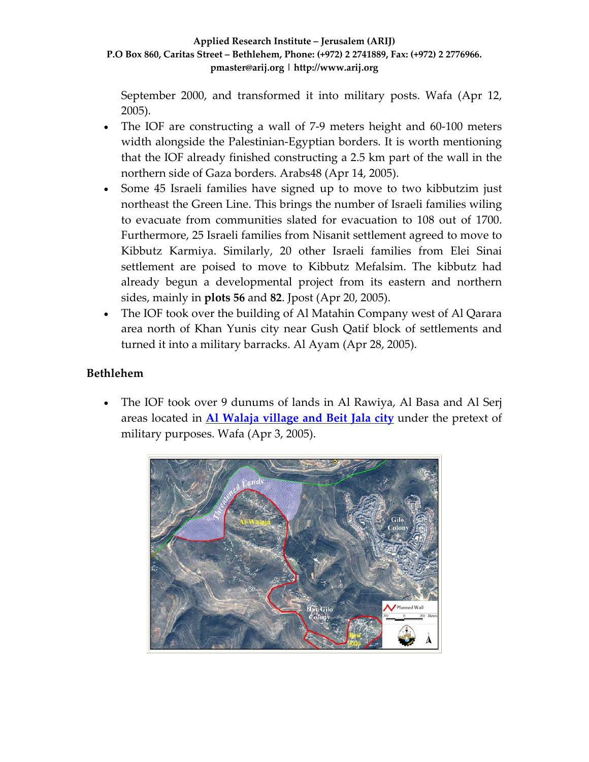September 2000, and transformed it into military posts. Wafa (Apr 12, 2005).

- The IOF are constructing a wall of 7-9 meters height and 60-100 meters width alongside the Palestinian-Egyptian borders. It is worth mentioning that the IOF already finished constructing a 2.5 km part of the wall in the northern side of Gaza borders. Arabs48 (Apr 14, 2005).
- Some 45 Israeli families have signed up to move to two kibbutzim just northeast the Green Line. This brings the number of Israeli families wiling to evacuate from communities slated for evacuation to 108 out of 1700. Furthermore, 25 Israeli families from Nisanit settlement agreed to move to Kibbutz Karmiya. Similarly, 20 other Israeli families from Elei Sinai settlement are poised to move to Kibbutz Mefalsim. The kibbutz had already begun a developmental project from its eastern and northern sides, mainly in **plots 56** and **82**. Jpost (Apr 20, 2005).
- The IOF took over the building of Al Matahin Company west of Al Qarara area north of Khan Yunis city near Gush Qatif block of settlements and turned it into a military barracks. Al Ayam (Apr 28, 2005).

## Bethlehem

- The IOF took over 9 dunums of lands in Al Rawiya, Al Basa and Al Serj areas located in **Al Walaja village and Beit Jala city** under the pretext of military purposes. Wafa (Apr 3, 2005).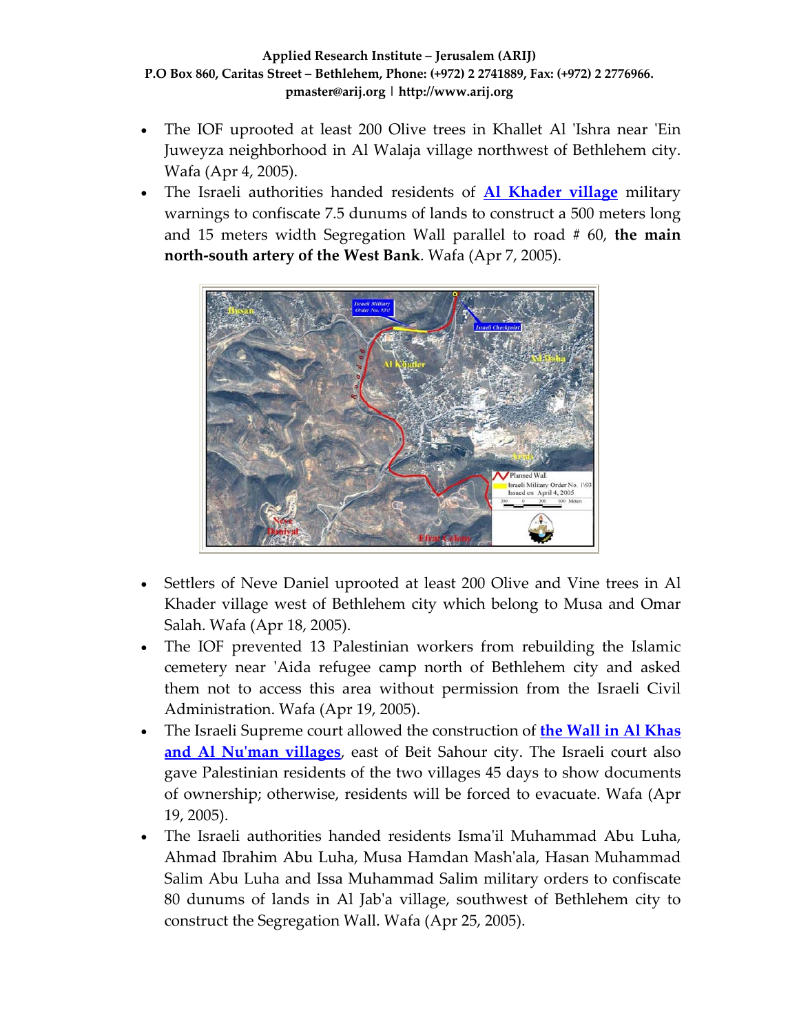- The IOF uprooted at least 200 Olive trees in Khallet Al 'Ishra near 'Ein Juweyza neighborhood in Al Walaja village northwest of Bethlehem city. Wafa (Apr 4, 2005).
- The Israeli authorities handed residents of **Al Khader village** military warnings to confiscate 7.5 dunums of lands to construct a 500 meters long and 15 meters width Segregation Wall parallel to road # 60, **the main north-south artery of the West Bank**. Wafa (Apr 7, 2005).
- Settlers of Neve Daniel uprooted at least 200 Olive and Vine trees in Al Khader village west of Bethlehem city which belong to Musa and Omar Salah. Wafa (Apr 18, 2005).
- The IOF prevented 13 Palestinian workers from rebuilding the Islamic cemetery near 'Aida refugee camp north of Bethlehem city and asked them not to access this area without permission from the Israeli Civil Administration. Wafa (Apr 19, 2005).
- The Israeli Supreme court allowed the construction of **the Wall in Al Khas and Al Nu'man villages**, east of Beit Sahour city. The Israeli court also gave Palestinian residents of the two villages 45 days to show documents of ownership; otherwise, residents will be forced to evacuate. Wafa (Apr 19, 2005).
- The Israeli authorities handed residents Isma'il Muhammad Abu Luha, Ahmad Ibrahim Abu Luha, Musa Hamdan Mash'ala, Hasan Muhammad Salim Abu Luha and Issa Muhammad Salim military orders to confiscate 80 dunums of lands in Al Jab'a village, southwest of Bethlehem city to construct the Segregation Wall. Wafa (Apr 25, 2005).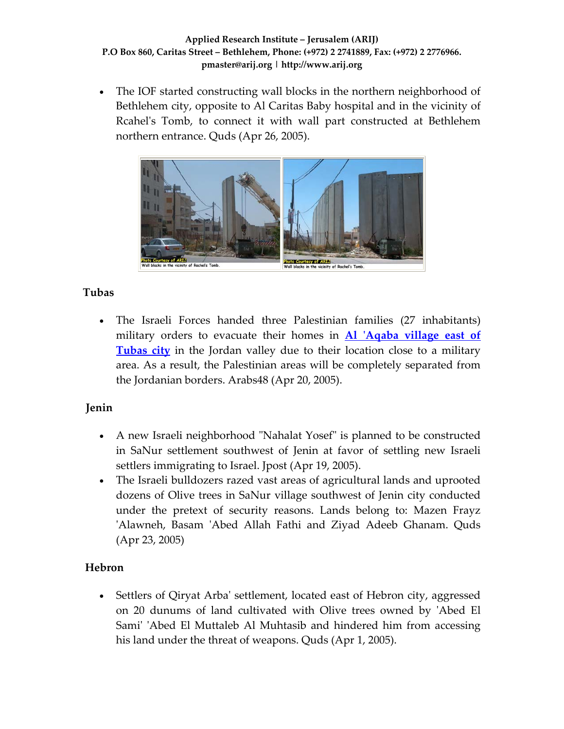- The IOF started constructing wall blocks in the northern neighborhood of Bethlehem city, opposite to Al Caritas Baby hospital and in the vicinity of Rcahel's Tomb, to connect it with wall part constructed at Bethlehem northern entrance. Quds (Apr 26, 2005).

Wall blocks in the vicinity of Rachel's Tomb. Wall blocks in the vicinity of Rachel's Tomb.

## Tubas

- The Israeli Forces handed three Palestinian families (27 inhabitants) military orders to evacuate their homes in **Al 'Aqaba village east of Tubas city** in the Jordan valley due to their location close to a military area. As a result, the Palestinian areas will be completely separated from the Jordanian borders. Arabs48 (Apr 20, 2005).

## Jenin

- A new Israeli neighborhood "Nahalat Yosef" is planned to be constructed in SaNur settlement southwest of Jenin at favor of settling new Israeli settlers immigrating to Israel. Jpost (Apr 19, 2005).
- The Israeli bulldozers razed vast areas of agricultural lands and uprooted dozens of Olive trees in SaNur village southwest of Jenin city conducted under the pretext of security reasons. Lands belong to: Mazen Frayz 'Alawneh, Basam 'Abed Allah Fathi and Ziyad Adeeb Ghanam. Quds (Apr 23, 2005)

## Hebron

- Settlers of Qiryat Arba' settlement, located east of Hebron city, aggressed on 20 dunums of land cultivated with Olive trees owned by 'Abed El Sami' 'Abed El Muttaleb Al Muhtasib and hindered him from accessing his land under the threat of weapons. Quds (Apr 1, 2005).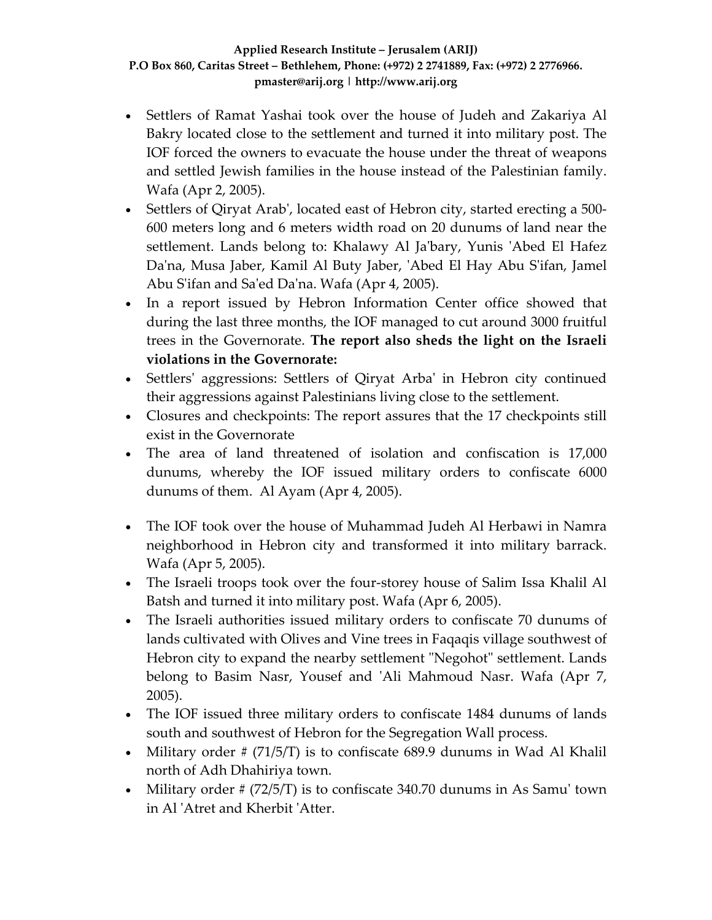- Settlers of Ramat Yashai took over the house of Judeh and Zakariya Al Bakry located close to the settlement and turned it into military post. The IOF forced the owners to evacuate the house under the threat of weapons and settled Jewish families in the house instead of the Palestinian family. Wafa (Apr 2, 2005).
- Settlers of Qiryat Arab', located east of Hebron city, started erecting a 500-600 meters long and 6 meters width road on 20 dunums of land near the settlement. Lands belong to: Khalawy Al Ja'bary, Yunis 'Abed El Hafez Da'na, Musa Jaber, Kamil Al Buty Jaber, 'Abed El Hay Abu S'ifan, Jamel Abu S'ifan and Sa'ed Da'na. Wafa (Apr 4, 2005).
- In a report issued by Hebron Information Center office showed that during the last three months, the IOF managed to cut around 3000 fruitful trees in the Governorate. **The report also sheds the light on the Israeli violations in the Governorate:**
- Settlers' aggressions: Settlers of Qiryat Arba' in Hebron city continued their aggressions against Palestinians living close to the settlement.
- Closures and checkpoints: The report assures that the 17 checkpoints still exist in the Governorate
- The area of land threatened of isolation and confiscation is 17,000 dunums, whereby the IOF issued military orders to confiscate 6000 dunums of them. Al Ayam (Apr 4, 2005).
- The IOF took over the house of Muhammad Judeh Al Herbawi in Namra neighborhood in Hebron city and transformed it into military barrack. Wafa (Apr 5, 2005).
- The Israeli troops took over the four-storey house of Salim Issa Khalil Al Batsh and turned it into military post. Wafa (Apr 6, 2005).
- The Israeli authorities issued military orders to confiscate 70 dunums of lands cultivated with Olives and Vine trees in Faqaqis village southwest of Hebron city to expand the nearby settlement "Negohot" settlement. Lands belong to Basim Nasr, Yousef and 'Ali Mahmoud Nasr. Wafa (Apr 7, 2005).
- The IOF issued three military orders to confiscate 1484 dunums of lands south and southwest of Hebron for the Segregation Wall process.
- Military order # (71/5/T) is to confiscate 689.9 dunums in Wad Al Khalil north of Adh Dhahiriya town.
- Military order # (72/5/T) is to confiscate 340.70 dunums in As Samu' town in Al 'Atret and Kherbit 'Atter.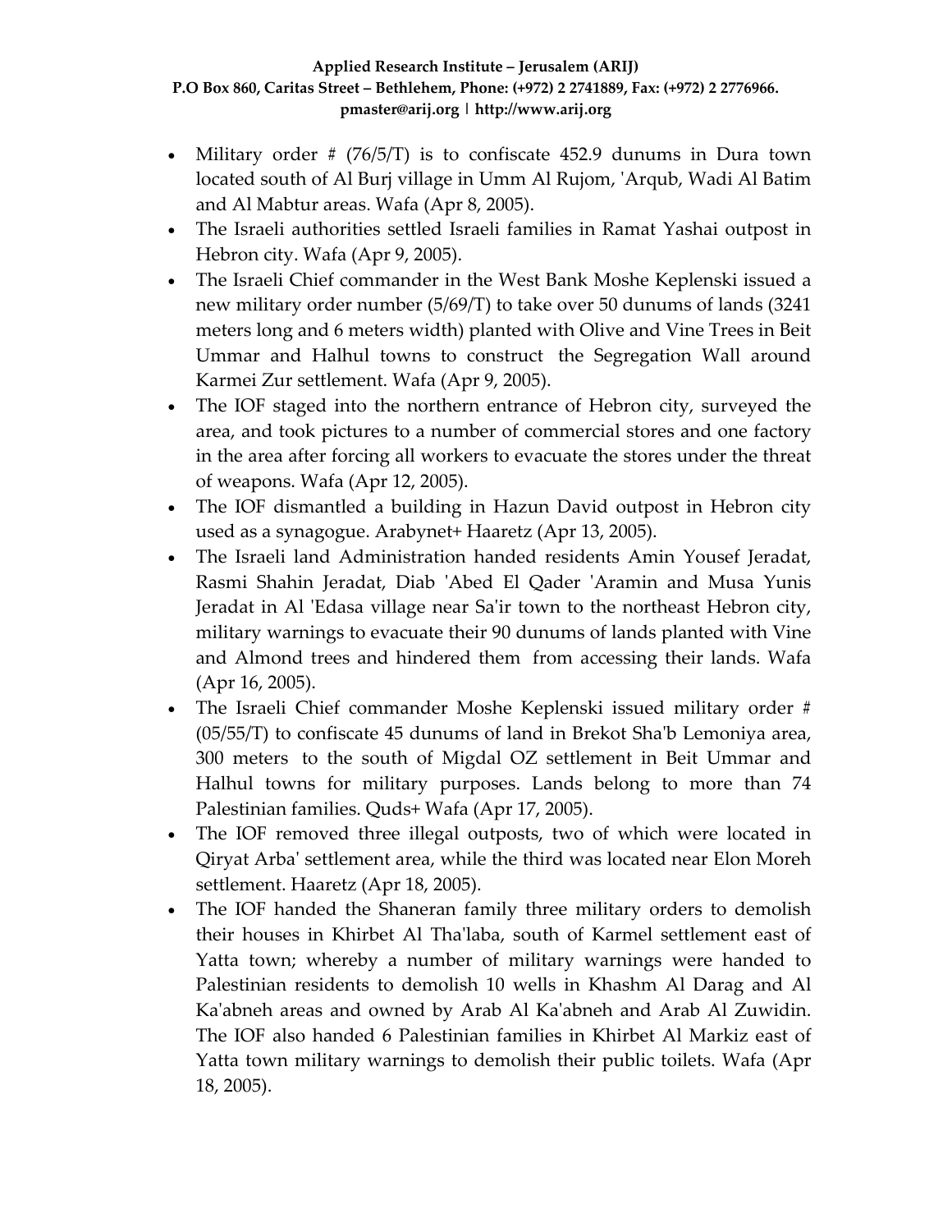- Military order # (76/5/T) is to confiscate 452.9 dunums in Dura town located south of Al Burj village in Umm Al Rujom, 'Arqub, Wadi Al Batim and Al Mabtur areas. Wafa (Apr 8, 2005).
- The Israeli authorities settled Israeli families in Ramat Yashai outpost in Hebron city. Wafa (Apr 9, 2005).
- The Israeli Chief commander in the West Bank Moshe Keplenski issued a new military order number (5/69/T) to take over 50 dunums of lands (3241 meters long and 6 meters width) planted with Olive and Vine Trees in Beit Ummar and Halhul towns to construct the Segregation Wall around Karmei Zur settlement. Wafa (Apr 9, 2005).
- The IOF staged into the northern entrance of Hebron city, surveyed the area, and took pictures to a number of commercial stores and one factory in the area after forcing all workers to evacuate the stores under the threat of weapons. Wafa (Apr 12, 2005).
- The IOF dismantled a building in Hazun David outpost in Hebron city used as a synagogue. Arabynet+ Haaretz (Apr 13, 2005).
- The Israeli land Administration handed residents Amin Yousef Jeradat, Rasmi Shahin Jeradat, Diab 'Abed El Qader 'Aramin and Musa Yunis Jeradat in Al 'Edasa village near Sa'ir town to the northeast Hebron city, military warnings to evacuate their 90 dunums of lands planted with Vine and Almond trees and hindered them from accessing their lands. Wafa (Apr 16, 2005).
- The Israeli Chief commander Moshe Keplenski issued military order # (05/55/T) to confiscate 45 dunums of land in Brekot Sha'b Lemoniya area, 300 meters to the south of Migdal OZ settlement in Beit Ummar and Halhul towns for military purposes. Lands belong to more than 74 Palestinian families. Quds+ Wafa (Apr 17, 2005).
- The IOF removed three illegal outposts, two of which were located in Qiryat Arba' settlement area, while the third was located near Elon Moreh settlement. Haaretz (Apr 18, 2005).
- The IOF handed the Shaneran family three military orders to demolish their houses in Khirbet Al Tha'laba, south of Karmel settlement east of Yatta town; whereby a number of military warnings were handed to Palestinian residents to demolish 10 wells in Khashm Al Darag and Al Ka'abneh areas and owned by Arab Al Ka'abneh and Arab Al Zuwidin. The IOF also handed 6 Palestinian families in Khirbet Al Markiz east of Yatta town military warnings to demolish their public toilets. Wafa (Apr 18, 2005).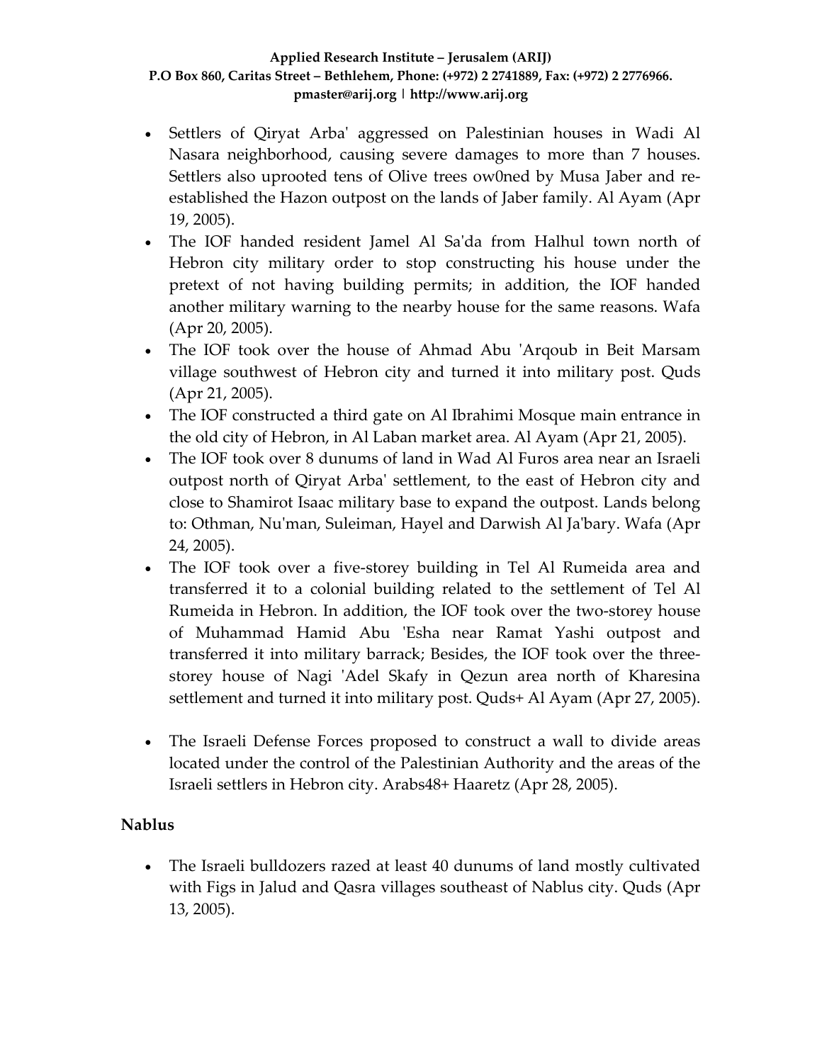- Settlers of Qiryat Arba' aggressed on Palestinian houses in Wadi Al Nasara neighborhood, causing severe damages to more than 7 houses. Settlers also uprooted tens of Olive trees ow0ned by Musa Jaber and re-established the Hazon outpost on the lands of Jaber family. Al Ayam (Apr 19, 2005).
- The IOF handed resident Jamel Al Sa'da from Halhul town north of Hebron city military order to stop constructing his house under the pretext of not having building permits; in addition, the IOF handed another military warning to the nearby house for the same reasons. Wafa (Apr 20, 2005).
- The IOF took over the house of Ahmad Abu 'Arqoub in Beit Marsam village southwest of Hebron city and turned it into military post. Quds (Apr 21, 2005).
- The IOF constructed a third gate on Al Ibrahimi Mosque main entrance in the old city of Hebron, in Al Laban market area. Al Ayam (Apr 21, 2005).
- The IOF took over 8 dunums of land in Wad Al Furos area near an Israeli outpost north of Qiryat Arba' settlement, to the east of Hebron city and close to Shamirot Isaac military base to expand the outpost. Lands belong to: Othman, Nu'man, Suleiman, Hayel and Darwish Al Ja'bary. Wafa (Apr 24, 2005).
- The IOF took over a five-storey building in Tel Al Rumeida area and transferred it to a colonial building related to the settlement of Tel Al Rumeida in Hebron. In addition, the IOF took over the two-storey house of Muhammad Hamid Abu 'Esha near Ramat Yashi outpost and transferred it into military barrack; Besides, the IOF took over the three-storey house of Nagi 'Adel Skafy in Qezun area north of Kharesina settlement and turned it into military post. Quds+ Al Ayam (Apr 27, 2005).
- The Israeli Defense Forces proposed to construct a wall to divide areas located under the control of the Palestinian Authority and the areas of the Israeli settlers in Hebron city. Arabs48+ Haaretz (Apr 28, 2005).

**Nablus**

- The Israeli bulldozers razed at least 40 dunums of land mostly cultivated with Figs in Jalud and Qasra villages southeast of Nablus city. Quds (Apr 13, 2005).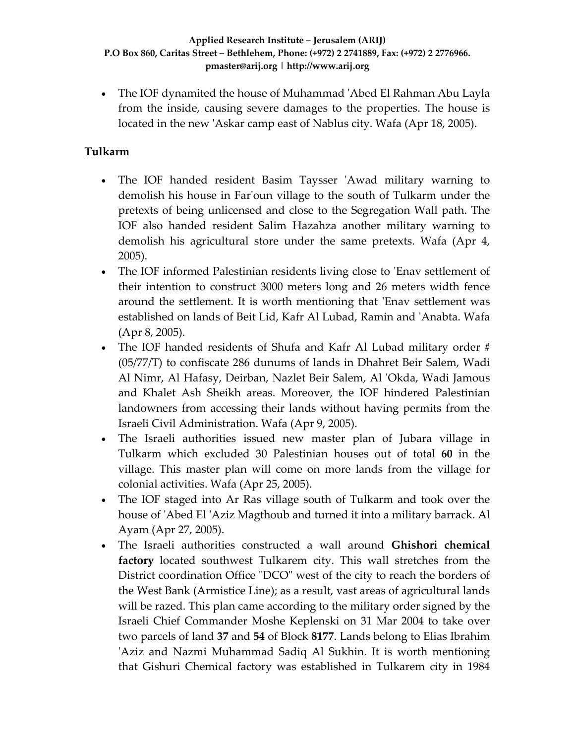- The IOF dynamited the house of Muhammad 'Abed El Rahman Abu Layla from the inside, causing severe damages to the properties. The house is located in the new 'Askar camp east of Nablus city. Wafa (Apr 18, 2005).

**Tulkarm**

- The IOF handed resident Basim Taysser 'Awad military warning to demolish his house in Far'oun village to the south of Tulkarm under the pretexts of being unlicensed and close to the Segregation Wall path. The IOF also handed resident Salim Hazahza another military warning to demolish his agricultural store under the same pretexts. Wafa (Apr 4, 2005).
- The IOF informed Palestinian residents living close to 'Enav settlement of their intention to construct 3000 meters long and 26 meters width fence around the settlement. It is worth mentioning that 'Enav settlement was established on lands of Beit Lid, Kafr Al Lubad, Ramin and 'Anabta. Wafa (Apr 8, 2005).
- The IOF handed residents of Shufa and Kafr Al Lubad military order # (05/77/T) to confiscate 286 dunums of lands in Dhahret Beir Salem, Wadi Al Nimr, Al Hafasy, Deirban, Nazlet Beir Salem, Al 'Okda, Wadi Jamous and Khalet Ash Sheikh areas. Moreover, the IOF hindered Palestinian landowners from accessing their lands without having permits from the Israeli Civil Administration. Wafa (Apr 9, 2005).
- The Israeli authorities issued new master plan of Jubara village in Tulkarm which excluded 30 Palestinian houses out of total **60** in the village. This master plan will come on more lands from the village for colonial activities. Wafa (Apr 25, 2005).
- The IOF staged into Ar Ras village south of Tulkarm and took over the house of 'Abed El 'Aziz Magthoub and turned it into a military barrack. Al Ayam (Apr 27, 2005).
- The Israeli authorities constructed a wall around **Ghishori chemical factory** located southwest Tulkarem city. This wall stretches from the District coordination Office "DCO" west of the city to reach the borders of the West Bank (Armistice Line); as a result, vast areas of agricultural lands will be razed. This plan came according to the military order signed by the Israeli Chief Commander Moshe Keplenski on 31 Mar 2004 to take over two parcels of land **37** and **54** of Block **8177**. Lands belong to Elias Ibrahim 'Aziz and Nazmi Muhammad Sadiq Al Sukhin. It is worth mentioning that Gishuri Chemical factory was established in Tulkarem city in 1984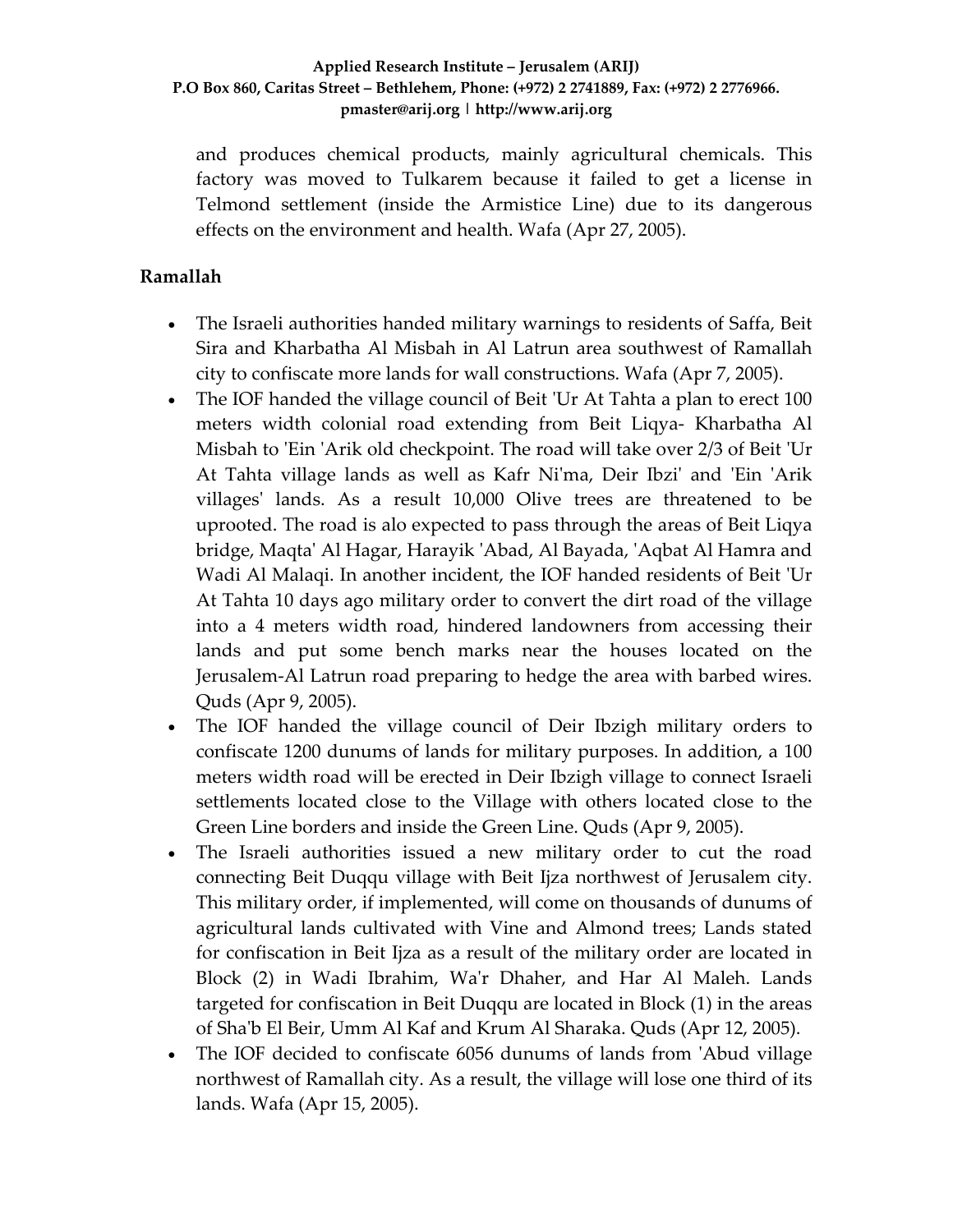and produces chemical products, mainly agricultural chemicals. This factory was moved to Tulkarem because it failed to get a license in Telmond settlement (inside the Armistice Line) due to its dangerous effects on the environment and health. Wafa (Apr 27, 2005).

## Ramallah

- The Israeli authorities handed military warnings to residents of Saffa, Beit Sira and Kharbatha Al Misbah in Al Latrun area southwest of Ramallah city to confiscate more lands for wall constructions. Wafa (Apr 7, 2005).
- The IOF handed the village council of Beit 'Ur At Tahta a plan to erect 100 meters width colonial road extending from Beit Liqya- Kharbatha Al Misbah to 'Ein 'Arik old checkpoint. The road will take over 2/3 of Beit 'Ur At Tahta village lands as well as Kafr Ni'ma, Deir Ibzi' and 'Ein 'Arik villages' lands. As a result 10,000 Olive trees are threatened to be uprooted. The road is alo expected to pass through the areas of Beit Liqya bridge, Maqta' Al Hagar, Harayik 'Abad, Al Bayada, 'Aqbat Al Hamra and Wadi Al Malaqi. In another incident, the IOF handed residents of Beit 'Ur At Tahta 10 days ago military order to convert the dirt road of the village into a 4 meters width road, hindered landowners from accessing their lands and put some bench marks near the houses located on the Jerusalem-Al Latrun road preparing to hedge the area with barbed wires. Quds (Apr 9, 2005).
- The IOF handed the village council of Deir Ibzigh military orders to confiscate 1200 dunums of lands for military purposes. In addition, a 100 meters width road will be erected in Deir Ibzigh village to connect Israeli settlements located close to the Village with others located close to the Green Line borders and inside the Green Line. Quds (Apr 9, 2005).
- The Israeli authorities issued a new military order to cut the road connecting Beit Duqqu village with Beit Ijza northwest of Jerusalem city. This military order, if implemented, will come on thousands of dunums of agricultural lands cultivated with Vine and Almond trees; Lands stated for confiscation in Beit Ijza as a result of the military order are located in Block (2) in Wadi Ibrahim, Wa'r Dhaher, and Har Al Maleh. Lands targeted for confiscation in Beit Duqqu are located in Block (1) in the areas of Sha'b El Beir, Umm Al Kaf and Krum Al Sharaka. Quds (Apr 12, 2005).
- The IOF decided to confiscate 6056 dunums of lands from 'Abud village northwest of Ramallah city. As a result, the village will lose one third of its lands. Wafa (Apr 15, 2005).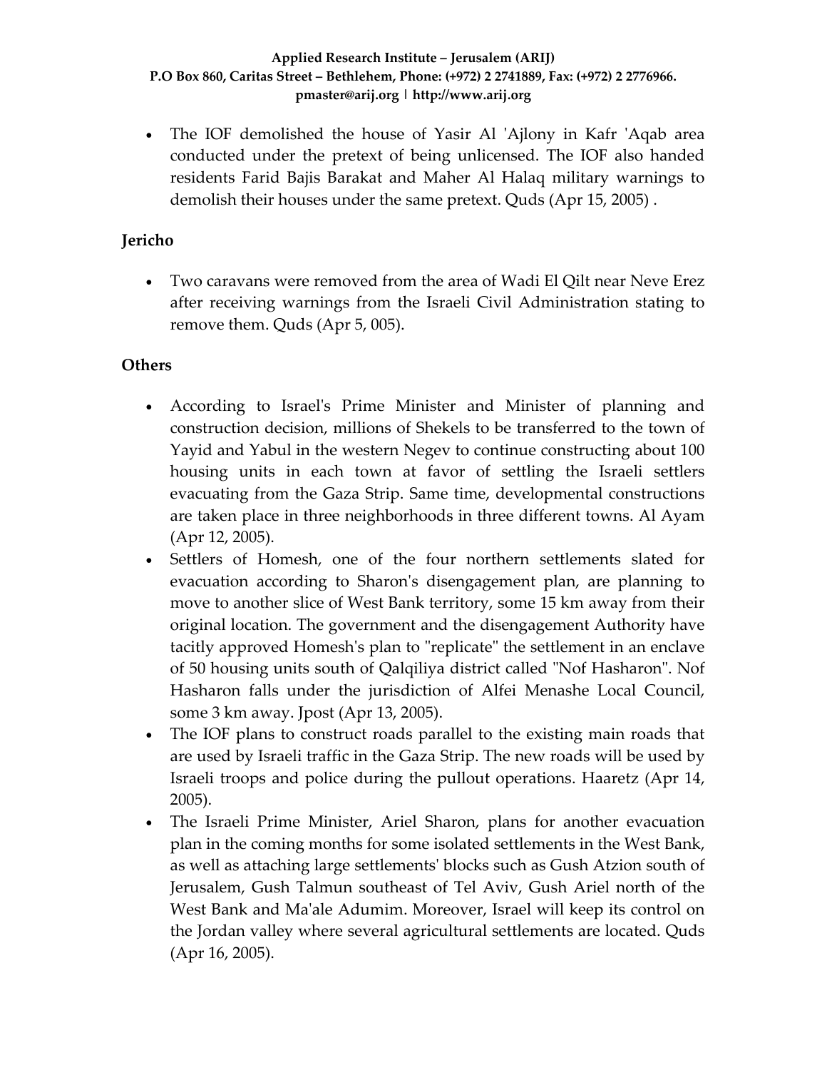- The IOF demolished the house of Yasir Al 'Ajlony in Kafr 'Aqab area conducted under the pretext of being unlicensed. The IOF also handed residents Farid Bajis Barakat and Maher Al Halaq military warnings to demolish their houses under the same pretext. Quds (Apr 15, 2005) .

## Jericho

- Two caravans were removed from the area of Wadi El Qilt near Neve Erez after receiving warnings from the Israeli Civil Administration stating to remove them. Quds (Apr 5, 005).

## Others

- According to Israel's Prime Minister and Minister of planning and construction decision, millions of Shekels to be transferred to the town of Yayid and Yabul in the western Negev to continue constructing about 100 housing units in each town at favor of settling the Israeli settlers evacuating from the Gaza Strip. Same time, developmental constructions are taken place in three neighborhoods in three different towns. Al Ayam (Apr 12, 2005).
- Settlers of Homesh, one of the four northern settlements slated for evacuation according to Sharon's disengagement plan, are planning to move to another slice of West Bank territory, some 15 km away from their original location. The government and the disengagement Authority have tacitly approved Homesh's plan to "replicate" the settlement in an enclave of 50 housing units south of Qalqiliya district called "Nof Hasharon". Nof Hasharon falls under the jurisdiction of Alfei Menashe Local Council, some 3 km away. Jpost (Apr 13, 2005).
- The IOF plans to construct roads parallel to the existing main roads that are used by Israeli traffic in the Gaza Strip. The new roads will be used by Israeli troops and police during the pullout operations. Haaretz (Apr 14, 2005).
- The Israeli Prime Minister, Ariel Sharon, plans for another evacuation plan in the coming months for some isolated settlements in the West Bank, as well as attaching large settlements' blocks such as Gush Atzion south of Jerusalem, Gush Talmun southeast of Tel Aviv, Gush Ariel north of the West Bank and Ma'ale Adumim. Moreover, Israel will keep its control on the Jordan valley where several agricultural settlements are located. Quds (Apr 16, 2005).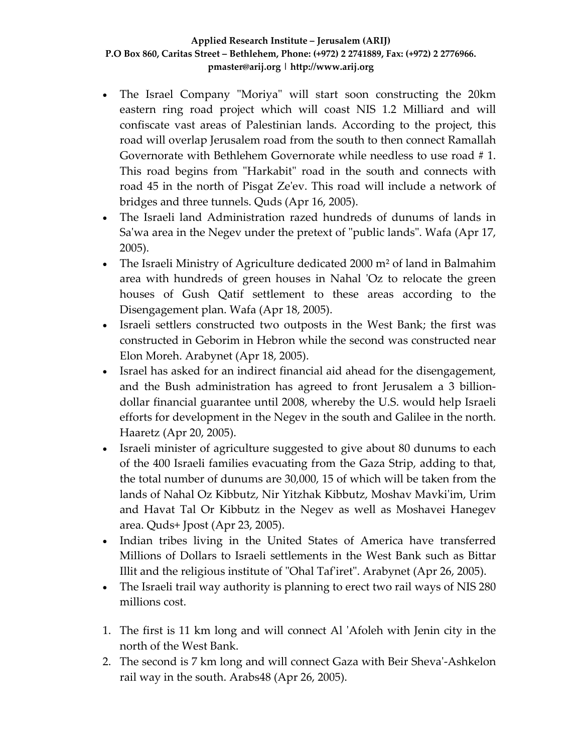- The Israel Company "Moriya" will start soon constructing the 20km eastern ring road project which will coast NIS 1.2 Milliard and will confiscate vast areas of Palestinian lands. According to the project, this road will overlap Jerusalem road from the south to then connect Ramallah Governorate with Bethlehem Governorate while needless to use road # 1. This road begins from "Harkabit" road in the south and connects with road 45 in the north of Pisgat Ze'ev. This road will include a network of bridges and three tunnels. Quds (Apr 16, 2005).
- The Israeli land Administration razed hundreds of dunums of lands in Sa'wa area in the Negev under the pretext of "public lands". Wafa (Apr 17, 2005).
- The Israeli Ministry of Agriculture dedicated 2000 m² of land in Balmahim area with hundreds of green houses in Nahal 'Oz to relocate the green houses of Gush Qatif settlement to these areas according to the Disengagement plan. Wafa (Apr 18, 2005).
- Israeli settlers constructed two outposts in the West Bank; the first was constructed in Geborim in Hebron while the second was constructed near Elon Moreh. Arabynet (Apr 18, 2005).
- Israel has asked for an indirect financial aid ahead for the disengagement, and the Bush administration has agreed to front Jerusalem a 3 billion-dollar financial guarantee until 2008, whereby the U.S. would help Israeli efforts for development in the Negev in the south and Galilee in the north. Haaretz (Apr 20, 2005).
- Israeli minister of agriculture suggested to give about 80 dunums to each of the 400 Israeli families evacuating from the Gaza Strip, adding to that, the total number of dunums are 30,000, 15 of which will be taken from the lands of Nahal Oz Kibbutz, Nir Yitzhak Kibbutz, Moshav Mavki'im, Urim and Havat Tal Or Kibbutz in the Negev as well as Moshavei Hanegev area. Quds+ Jpost (Apr 23, 2005).
- Indian tribes living in the United States of America have transferred Millions of Dollars to Israeli settlements in the West Bank such as Bittar Illit and the religious institute of "Ohal Taf'iret". Arabynet (Apr 26, 2005).
- The Israeli trail way authority is planning to erect two rail ways of NIS 280 millions cost.

1. The first is 11 km long and will connect Al 'Afoleh with Jenin city in the north of the West Bank.
2. The second is 7 km long and will connect Gaza with Beir Sheva'-Ashkelon rail way in the south. Arabs48 (Apr 26, 2005).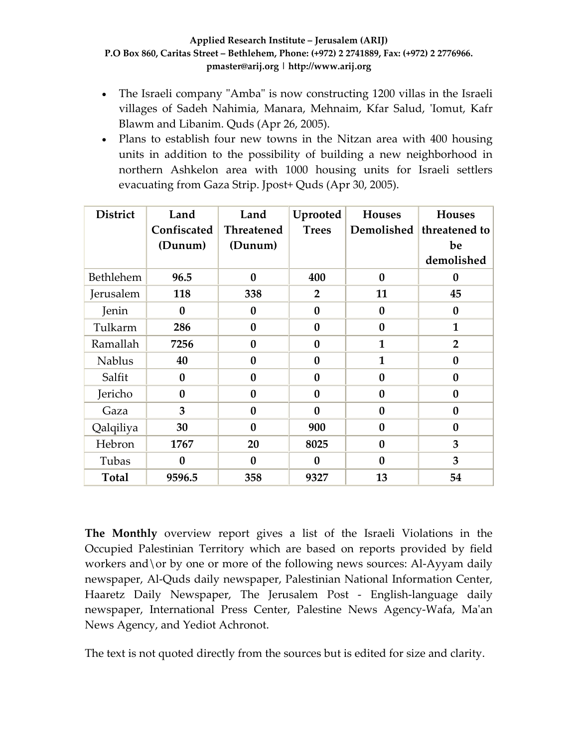- The Israeli company "Amba" is now constructing 1200 villas in the Israeli villages of Sadeh Nahimia, Manara, Mehnaim, Kfar Salud, 'Iomut, Kafr Blawm and Libanim. Quds (Apr 26, 2005).
- Plans to establish four new towns in the Nitzan area with 400 housing units in addition to the possibility of building a new neighborhood in northern Ashkelon area with 1000 housing units for Israeli settlers evacuating from Gaza Strip. Jpost+ Quds (Apr 30, 2005).

| District | Land Confiscated (Dunum) | Land Threatened (Dunum) | Uprooted Trees | Houses Demolished | Houses threatened to be demolished |
|---|---|---|---|---|---|
| Bethlehem | **96.5** | **0** | **400** | **0** | **0** |
| Jerusalem | **118** | **338** | **2** | **11** | **45** |
| Jenin | **0** | **0** | **0** | **0** | **0** |
| Tulkarm | **286** | **0** | **0** | **0** | **1** |
| Ramallah | **7256** | **0** | **0** | **1** | **2** |
| Nablus | **40** | **0** | **0** | **1** | **0** |
| Salfit | **0** | **0** | **0** | **0** | **0** |
| Jericho | **0** | **0** | **0** | **0** | **0** |
| Gaza | **3** | **0** | **0** | **0** | **0** |
| Qalqiliya | **30** | **0** | **900** | **0** | **0** |
| Hebron | **1767** | **20** | **8025** | **0** | **3** |
| Tubas | **0** | **0** | **0** | **0** | **3** |
| **Total** | **9596.5** | **358** | **9327** | **13** | **54** |

**The Monthly** overview report gives a list of the Israeli Violations in the Occupied Palestinian Territory which are based on reports provided by field workers and\or by one or more of the following news sources: Al-Ayyam daily newspaper, Al-Quds daily newspaper, Palestinian National Information Center, Haaretz Daily Newspaper, The Jerusalem Post - English-language daily newspaper, International Press Center, Palestine News Agency-Wafa, Ma'an News Agency, and Yediot Achronot.

The text is not quoted directly from the sources but is edited for size and clarity.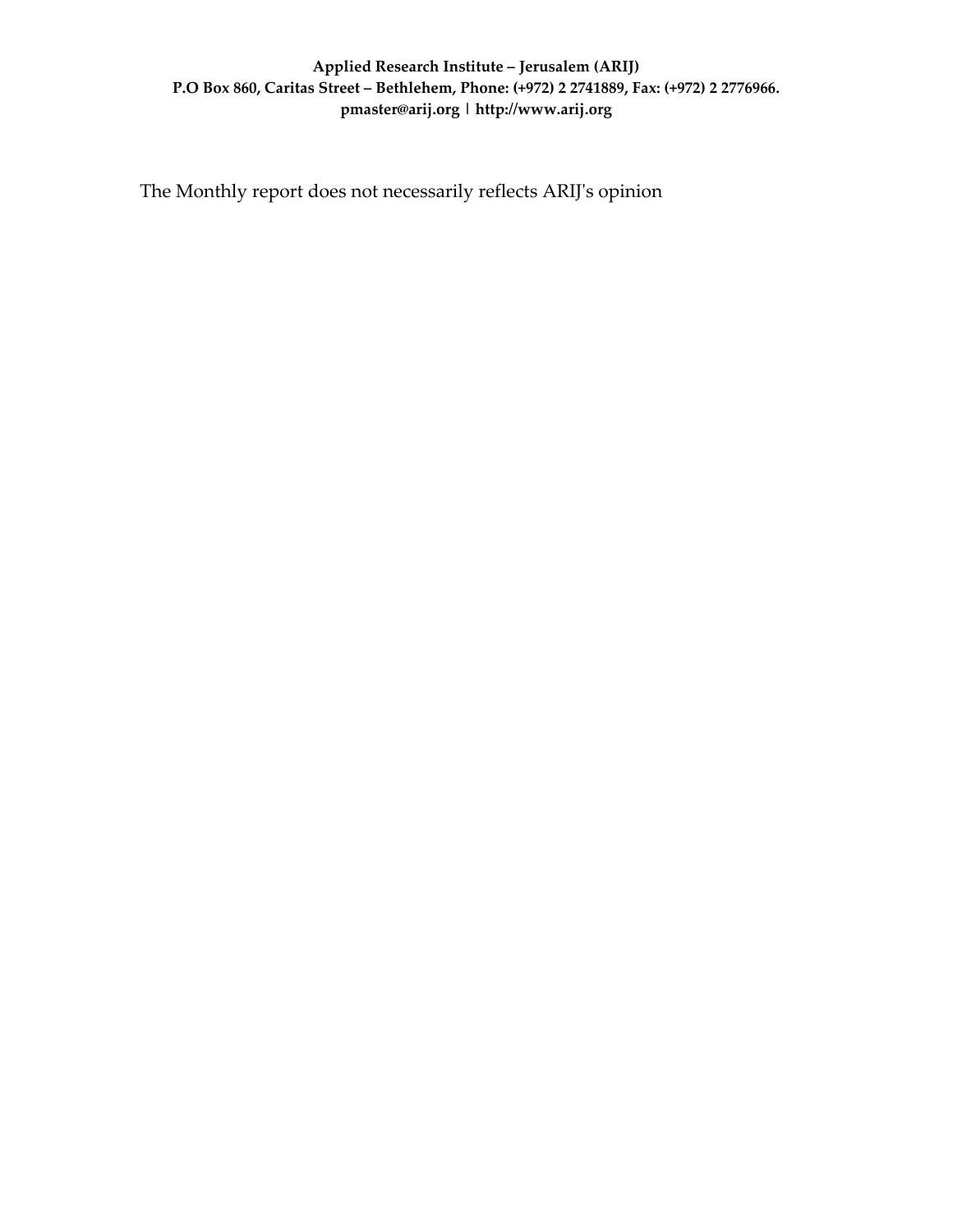**Applied Research Institute – Jerusalem (ARIJ)**
**P.O Box 860, Caritas Street – Bethlehem, Phone: (+972) 2 2741889, Fax: (+972) 2 2776966.**
**pmaster@arij.org | http://www.arij.org**

The Monthly report does not necessarily reflects ARIJ's opinion